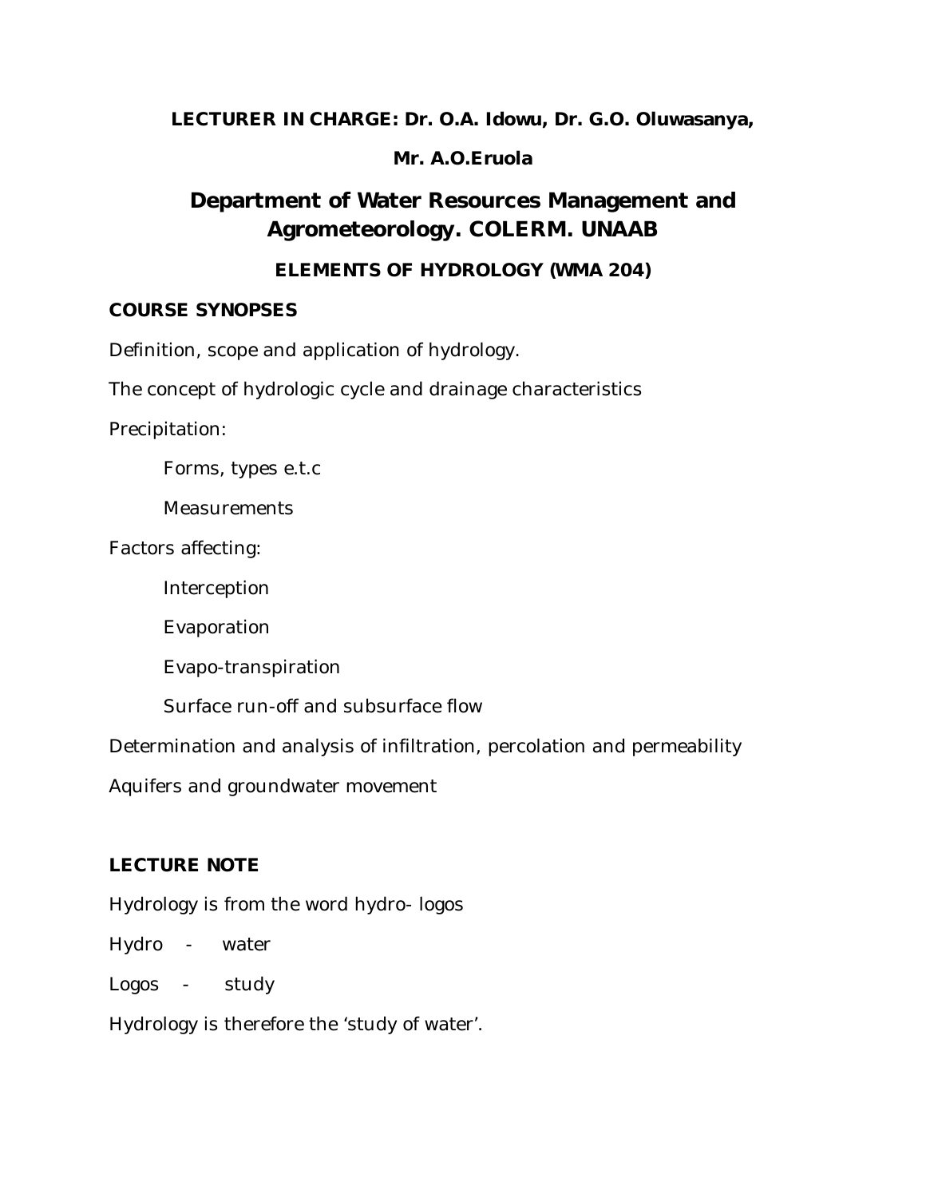**LECTURER IN CHARGE: Dr. O.A. Idowu, Dr. G.O. Oluwasanya,**

**Mr. A.O.Eruola**

# Department of Water Resources Management and Agrometeorology. COLERM. UNAAB

## ELEMENTS OF HYDROLOGY (WMA 204)

### COURSE SYNOPSES

Definition, scope and application of hydrology.

The concept of hydrologic cycle and drainage characteristics

Precipitation:

- Forms, types e.t.c
- Measurements

Factors affecting:

- Interception
- Evaporation
- Evapo-transpiration
- Surface run-off and subsurface flow

Determination and analysis of infiltration, percolation and permeability

Aquifers and groundwater movement

### LECTURE NOTE

Hydrology is from the word hydro- logos

Hydro - water

Logos - study

Hydrology is therefore the 'study of water'.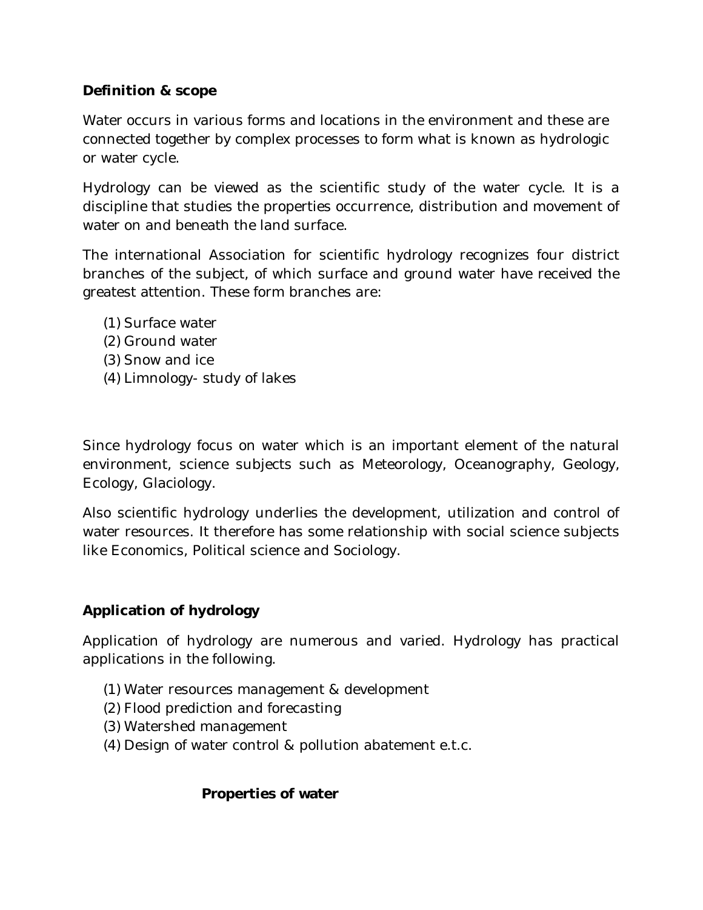**Definition & scope**

Water occurs in various forms and locations in the environment and these are connected together by complex processes to form what is known as hydrologic or water cycle.

Hydrology can be viewed as the scientific study of the water cycle. It is a discipline that studies the properties occurrence, distribution and movement of water on and beneath the land surface.

The international Association for scientific hydrology recognizes four district branches of the subject, of which surface and ground water have received the greatest attention. These form branches are:

(1) Surface water
(2) Ground water
(3) Snow and ice
(4) Limnology- study of lakes

Since hydrology focus on water which is an important element of the natural environment, science subjects such as Meteorology, Oceanography, Geology, Ecology, Glaciology.

Also scientific hydrology underlies the development, utilization and control of water resources. It therefore has some relationship with social science subjects like Economics, Political science and Sociology.

**Application of hydrology**

Application of hydrology are numerous and varied. Hydrology has practical applications in the following.

(1) Water resources management & development
(2) Flood prediction and forecasting
(3) Watershed management
(4) Design of water control & pollution abatement e.t.c.

**Properties of water**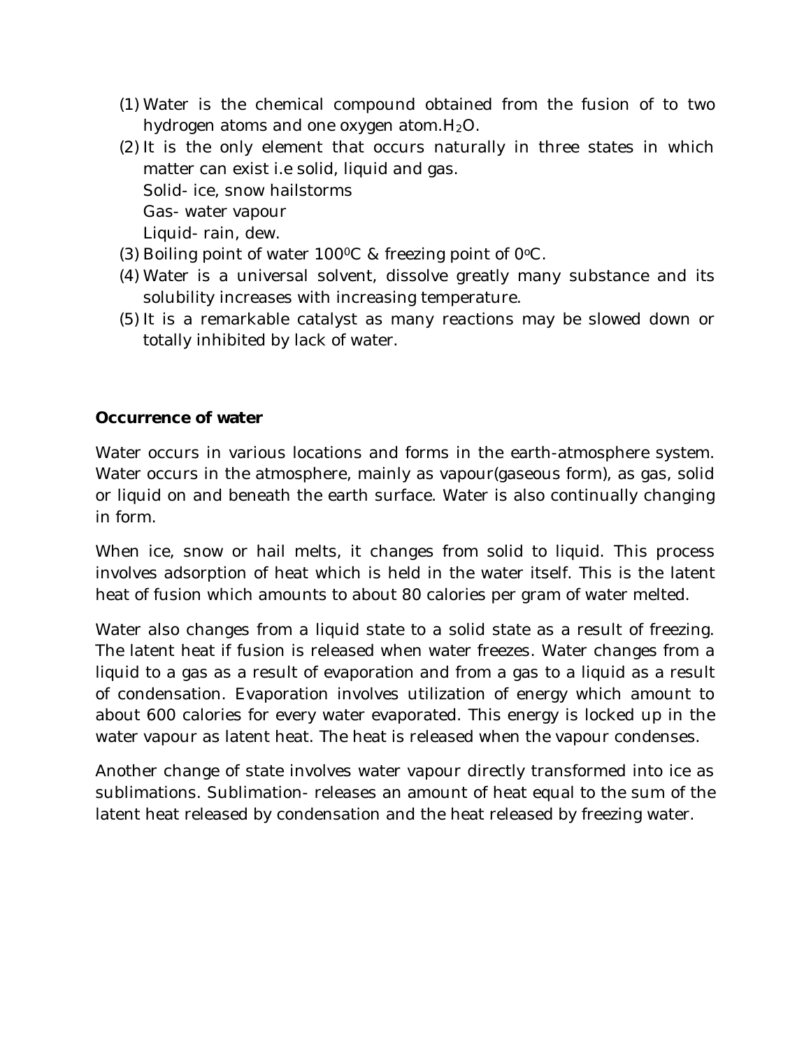1. Water is the chemical compound obtained from the fusion of to two hydrogen atoms and one oxygen atom.$H_2O$.
2. It is the only element that occurs naturally in three states in which matter can exist i.e solid, liquid and gas.
   Solid- ice, snow hailstorms
   Gas- water vapour
   Liquid- rain, dew.
3. Boiling point of water $100^0C$ & freezing point of $0^oC$.
4. Water is a universal solvent, dissolve greatly many substance and its solubility increases with increasing temperature.
5. It is a remarkable catalyst as many reactions may be slowed down or totally inhibited by lack of water.

**Occurrence of water**

Water occurs in various locations and forms in the earth-atmosphere system. Water occurs in the atmosphere, mainly as vapour(gaseous form), as gas, solid or liquid on and beneath the earth surface. Water is also continually changing in form.

When ice, snow or hail melts, it changes from solid to liquid. This process involves adsorption of heat which is held in the water itself. This is the latent heat of fusion which amounts to about 80 calories per gram of water melted.

Water also changes from a liquid state to a solid state as a result of freezing. The latent heat if fusion is released when water freezes. Water changes from a liquid to a gas as a result of evaporation and from a gas to a liquid as a result of condensation. Evaporation involves utilization of energy which amount to about 600 calories for every water evaporated. This energy is locked up in the water vapour as latent heat. The heat is released when the vapour condenses.

Another change of state involves water vapour directly transformed into ice as sublimations. Sublimation- releases an amount of heat equal to the sum of the latent heat released by condensation and the heat released by freezing water.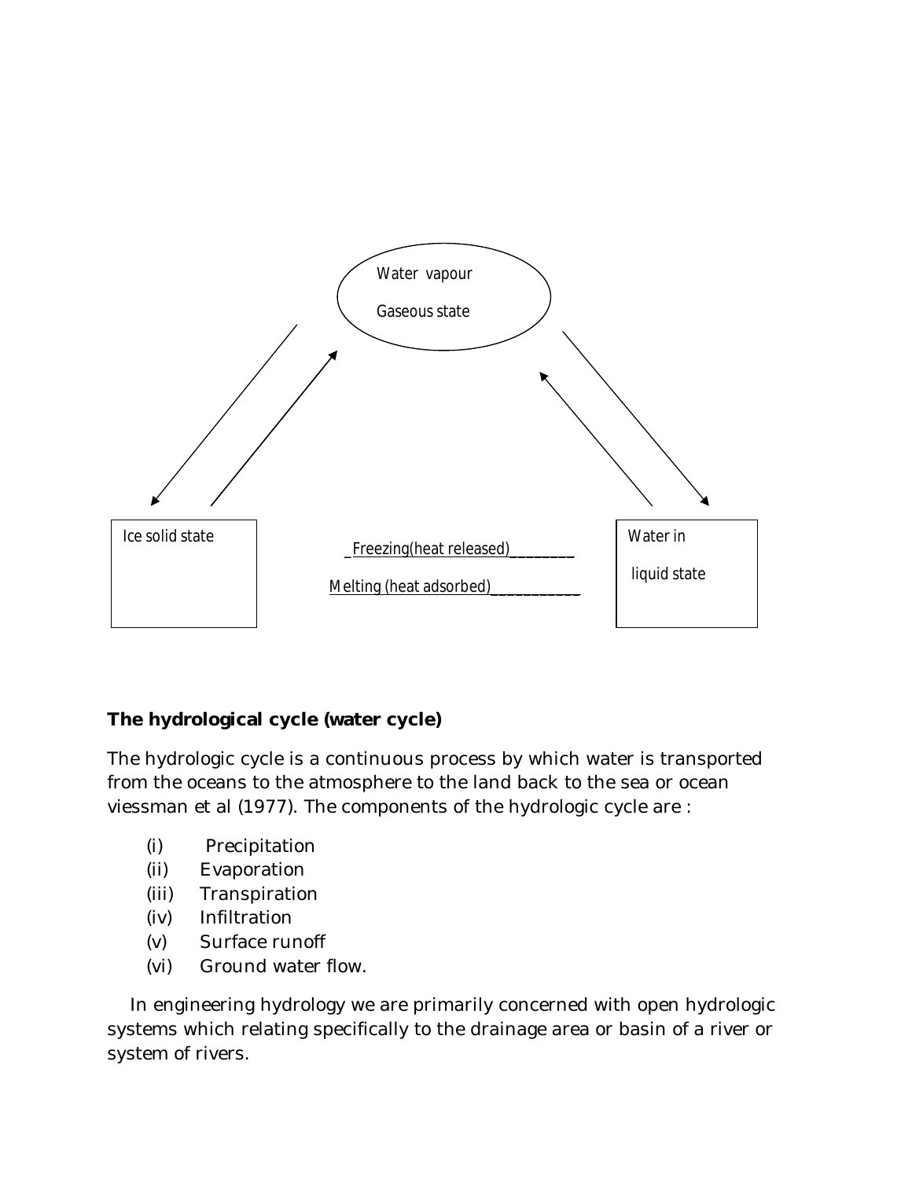Water vapour

Gaseous state

Ice solid state

_Freezing(heat released)________

Melting (heat adsorbed)___________

Water in

liquid state

**The hydrological cycle (water cycle)**

The hydrologic cycle is a continuous process by which water is transported from the oceans to the atmosphere to the land back to the sea or ocean viessman et al (1977). The components of the hydrologic cycle are :

(i) Precipitation
(ii) Evaporation
(iii) Transpiration
(iv) Infiltration
(v) Surface runoff
(vi) Ground water flow.

In engineering hydrology we are primarily concerned with open hydrologic systems which relating specifically to the drainage area or basin of a river or system of rivers.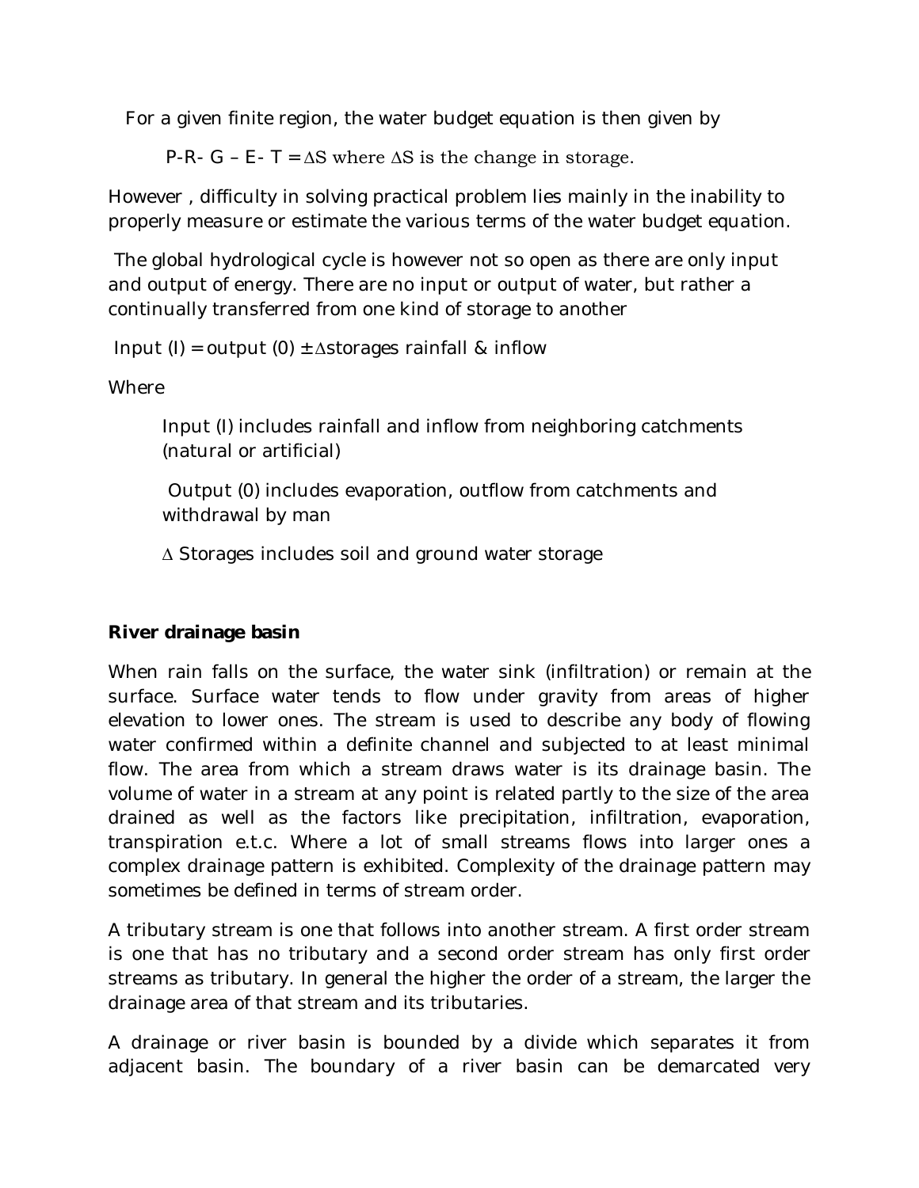For a given finite region, the water budget equation is then given by

$$P - R - G - E - T = \Delta S$$ where $\Delta S$ is the change in storage.

However , difficulty in solving practical problem lies mainly in the inability to properly measure or estimate the various terms of the water budget equation.

The global hydrological cycle is however not so open as there are only input and output of energy. There are no input or output of water, but rather a continually transferred from one kind of storage to another

Input (I) = output (0) $\pm \Delta$storages rainfall & inflow

Where

> Input (I) includes rainfall and inflow from neighboring catchments (natural or artificial)
>
> Output (0) includes evaporation, outflow from catchments and withdrawal by man
>
> $\Delta$ Storages includes soil and ground water storage

**River drainage basin**

When rain falls on the surface, the water sink (infiltration) or remain at the surface. Surface water tends to flow under gravity from areas of higher elevation to lower ones. The stream is used to describe any body of flowing water confirmed within a definite channel and subjected to at least minimal flow. The area from which a stream draws water is its drainage basin. The volume of water in a stream at any point is related partly to the size of the area drained as well as the factors like precipitation, infiltration, evaporation, transpiration e.t.c. Where a lot of small streams flows into larger ones a complex drainage pattern is exhibited. Complexity of the drainage pattern may sometimes be defined in terms of stream order.

A tributary stream is one that follows into another stream. A first order stream is one that has no tributary and a second order stream has only first order streams as tributary. In general the higher the order of a stream, the larger the drainage area of that stream and its tributaries.

A drainage or river basin is bounded by a divide which separates it from adjacent basin. The boundary of a river basin can be demarcated very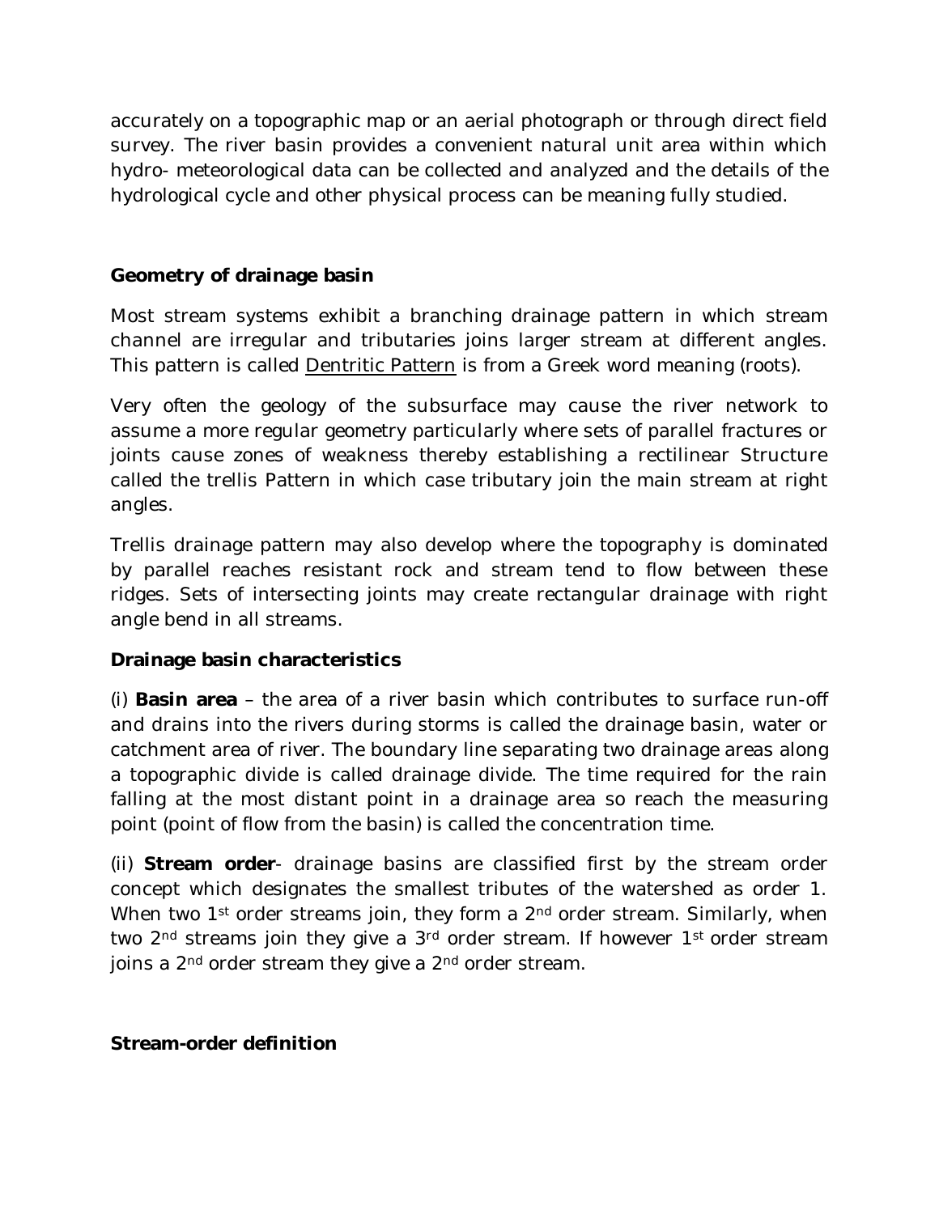accurately on a topographic map or an aerial photograph or through direct field survey. The river basin provides a convenient natural unit area within which hydro- meteorological data can be collected and analyzed and the details of the hydrological cycle and other physical process can be meaning fully studied.

**Geometry of drainage basin**

Most stream systems exhibit a branching drainage pattern in which stream channel are irregular and tributaries joins larger stream at different angles. This pattern is called <u>Dentritic Pattern</u> is from a Greek word meaning (roots).

Very often the geology of the subsurface may cause the river network to assume a more regular geometry particularly where sets of parallel fractures or joints cause zones of weakness thereby establishing a rectilinear Structure called the trellis Pattern in which case tributary join the main stream at right angles.

Trellis drainage pattern may also develop where the topography is dominated by parallel reaches resistant rock and stream tend to flow between these ridges. Sets of intersecting joints may create rectangular drainage with right angle bend in all streams.

**Drainage basin characteristics**

(i) **Basin area** – the area of a river basin which contributes to surface run-off and drains into the rivers during storms is called the drainage basin, water or catchment area of river. The boundary line separating two drainage areas along a topographic divide is called drainage divide. The time required for the rain falling at the most distant point in a drainage area so reach the measuring point (point of flow from the basin) is called the concentration time.

(ii) **Stream order**- drainage basins are classified first by the stream order concept which designates the smallest tributes of the watershed as order 1. When two $1^{st}$ order streams join, they form a $2^{nd}$ order stream. Similarly, when two $2^{nd}$ streams join they give a $3^{rd}$ order stream. If however $1^{st}$ order stream joins a $2^{nd}$ order stream they give a $2^{nd}$ order stream.

**Stream-order definition**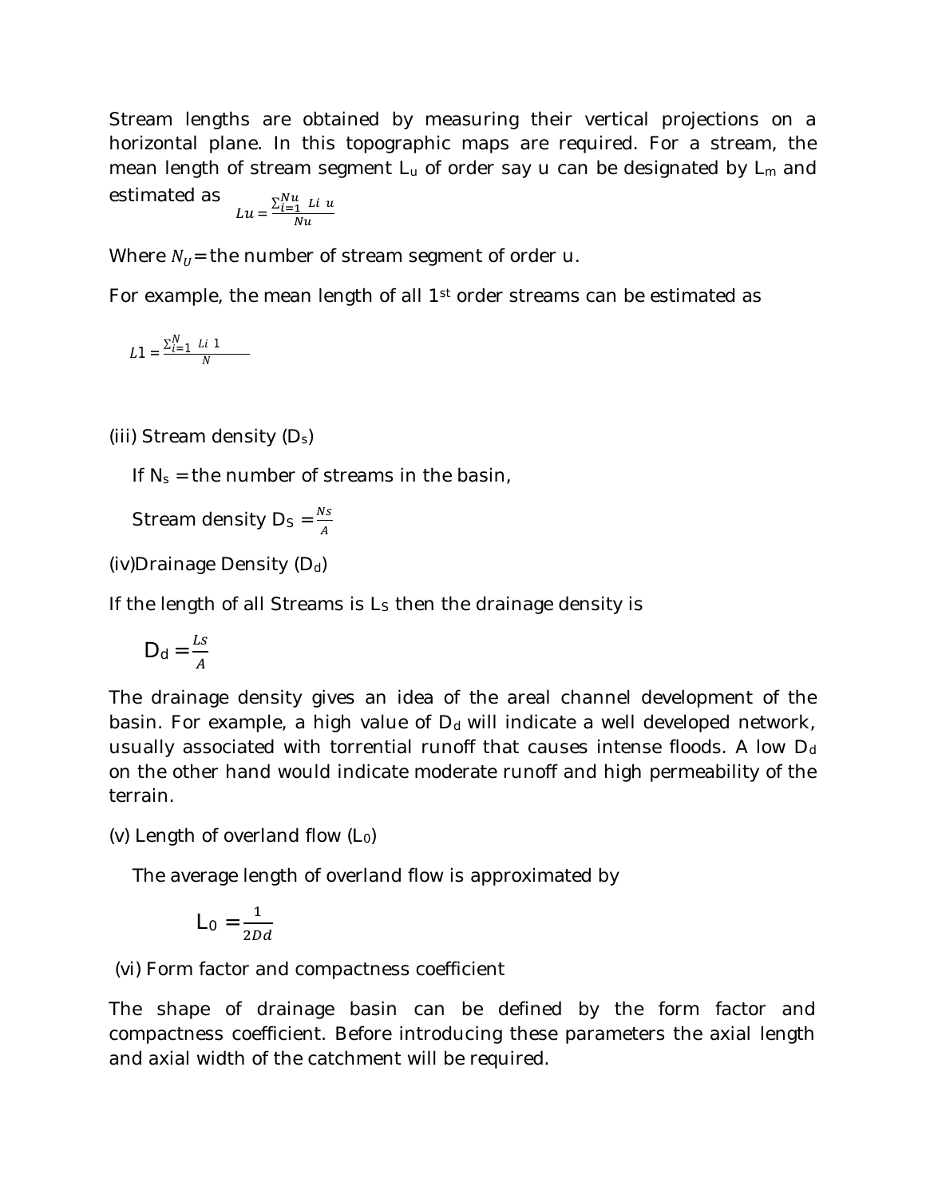Stream lengths are obtained by measuring their vertical projections on a horizontal plane. In this topographic maps are required. For a stream, the mean length of stream segment $L_u$ of order say u can be designated by $L_m$ and estimated as

$$Lu = \frac{\sum_{i=1}^{Nu} Li\ u}{Nu}$$

Where $N_U$ = the number of stream segment of order u.

For example, the mean length of all 1st order streams can be estimated as

$$L1 = \frac{\sum_{i=1}^{N} Li\ 1}{N}$$

(iii) Stream density ($D_s$)

If $N_s$ = the number of streams in the basin,

Stream density $D_S = \frac{Ns}{A}$

(iv)Drainage Density ($D_d$)

If the length of all Streams is $L_S$ then the drainage density is

$$D_d = \frac{Ls}{A}$$

The drainage density gives an idea of the areal channel development of the basin. For example, a high value of $D_d$ will indicate a well developed network, usually associated with torrential runoff that causes intense floods. A low $D_d$ on the other hand would indicate moderate runoff and high permeability of the terrain.

(v) Length of overland flow ($L_0$)

The average length of overland flow is approximated by

$$L_0 = \frac{1}{2Dd}$$

(vi) Form factor and compactness coefficient

The shape of drainage basin can be defined by the form factor and compactness coefficient. Before introducing these parameters the axial length and axial width of the catchment will be required.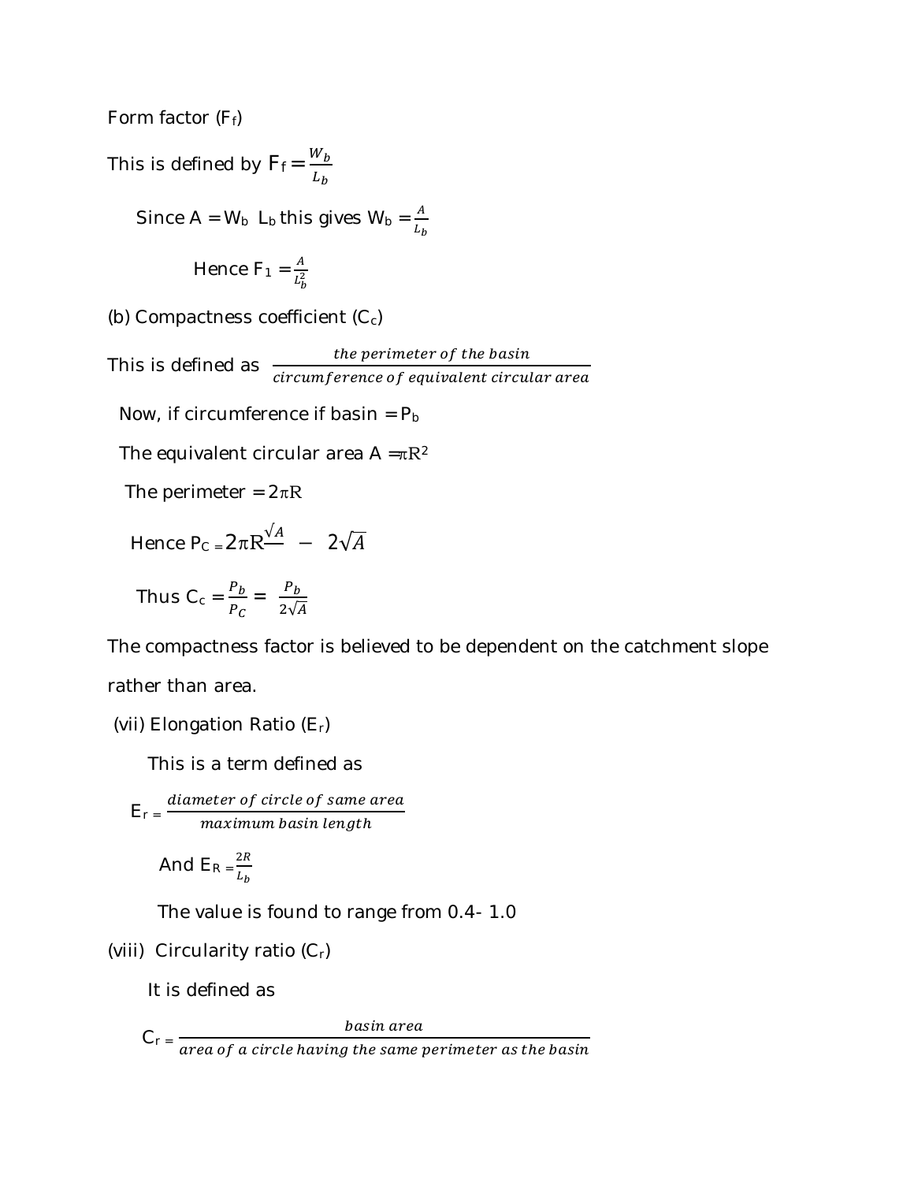Form factor ($F_f$)

This is defined by $F_f = \frac{W_b}{L_b}$

Since A = $W_b$ $L_b$ this gives $W_b = \frac{A}{L_b}$

Hence $F_1 = \frac{A}{L_b^2}$

(b) Compactness coefficient ($C_c$)

This is defined as $\frac{\textit{the perimeter of the basin}}{\textit{circumference of equivalent circular area}}$

Now, if circumference if basin = $P_b$

The equivalent circular area A =$\pi R^2$

The perimeter = $2\pi R$

Hence $P_C = 2\pi R\frac{\sqrt{A}}{} - 2\sqrt{A}$

Thus $C_c = \frac{P_b}{P_C} = \frac{P_b}{2\sqrt{A}}$

The compactness factor is believed to be dependent on the catchment slope rather than area.

(vii) Elongation Ratio ($E_r$)

This is a term defined as

$E_r = \frac{\textit{diameter of circle of same area}}{\textit{maximum basin length}}$

And $E_R = \frac{2R}{L_b}$

The value is found to range from 0.4- 1.0

(viii) Circularity ratio ($C_r$)

It is defined as

$C_r = \frac{\textit{basin area}}{\textit{area of a circle having the same perimeter as the basin}}$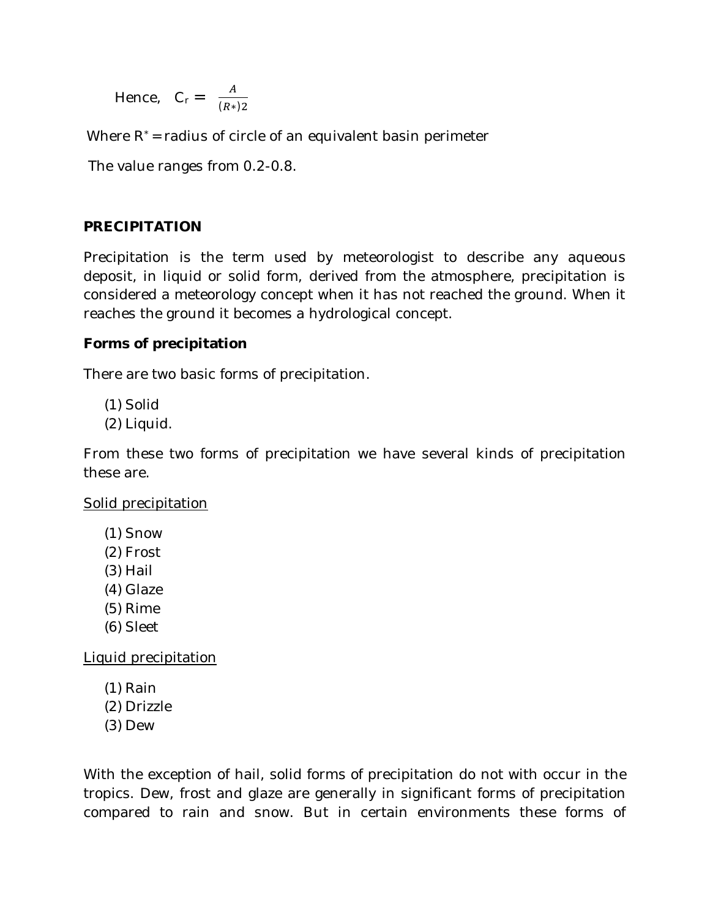Hence, $C_r = \frac{A}{(R*)2}$

Where $R^*$ = radius of circle of an equivalent basin perimeter

The value ranges from 0.2-0.8.

## PRECIPITATION

Precipitation is the term used by meteorologist to describe any aqueous deposit, in liquid or solid form, derived from the atmosphere, precipitation is considered a meteorology concept when it has not reached the ground. When it reaches the ground it becomes a hydrological concept.

### Forms of precipitation

There are two basic forms of precipitation.

(1) Solid
(2) Liquid.

From these two forms of precipitation we have several kinds of precipitation these are.

<u>Solid precipitation</u>

(1) Snow
(2) Frost
(3) Hail
(4) Glaze
(5) Rime
(6) Sleet

<u>Liquid precipitation</u>

(1) Rain
(2) Drizzle
(3) Dew

With the exception of hail, solid forms of precipitation do not with occur in the tropics. Dew, frost and glaze are generally in significant forms of precipitation compared to rain and snow. But in certain environments these forms of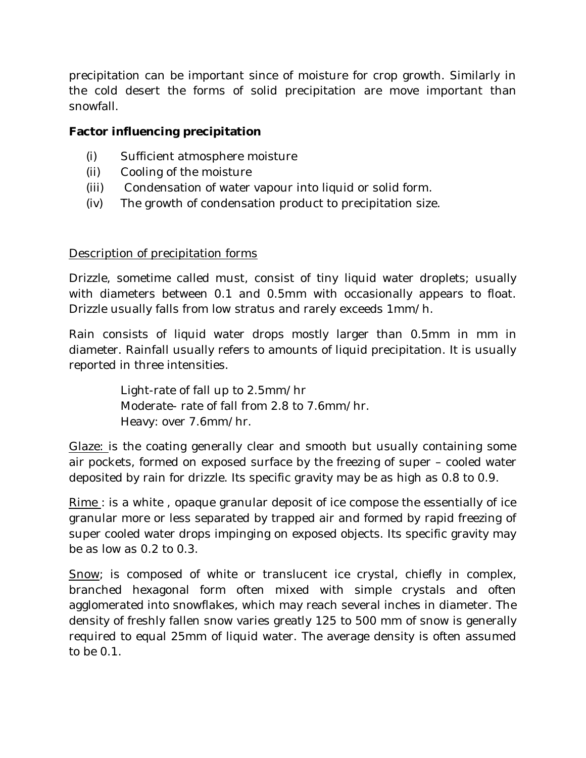precipitation can be important since of moisture for crop growth. Similarly in the cold desert the forms of solid precipitation are move important than snowfall.

**Factor influencing precipitation**

(i) Sufficient atmosphere moisture
(ii) Cooling of the moisture
(iii) Condensation of water vapour into liquid or solid form.
(iv) The growth of condensation product to precipitation size.

<u>Description of precipitation forms</u>

Drizzle, sometime called must, consist of tiny liquid water droplets; usually with diameters between 0.1 and 0.5mm with occasionally appears to float. Drizzle usually falls from low stratus and rarely exceeds 1mm/h.

Rain consists of liquid water drops mostly larger than 0.5mm in mm in diameter. Rainfall usually refers to amounts of liquid precipitation. It is usually reported in three intensities.

Light-rate of fall up to 2.5mm/hr
Moderate- rate of fall from 2.8 to 7.6mm/hr.
Heavy: over 7.6mm/hr.

<u>Glaze:</u> is the coating generally clear and smooth but usually containing some air pockets, formed on exposed surface by the freezing of super – cooled water deposited by rain for drizzle. Its specific gravity may be as high as 0.8 to 0.9.

<u>Rime</u> : is a white , opaque granular deposit of ice compose the essentially of ice granular more or less separated by trapped air and formed by rapid freezing of super cooled water drops impinging on exposed objects. Its specific gravity may be as low as 0.2 to 0.3.

<u>Snow</u>; is composed of white or translucent ice crystal, chiefly in complex, branched hexagonal form often mixed with simple crystals and often agglomerated into snowflakes, which may reach several inches in diameter. The density of freshly fallen snow varies greatly 125 to 500 mm of snow is generally required to equal 25mm of liquid water. The average density is often assumed to be 0.1.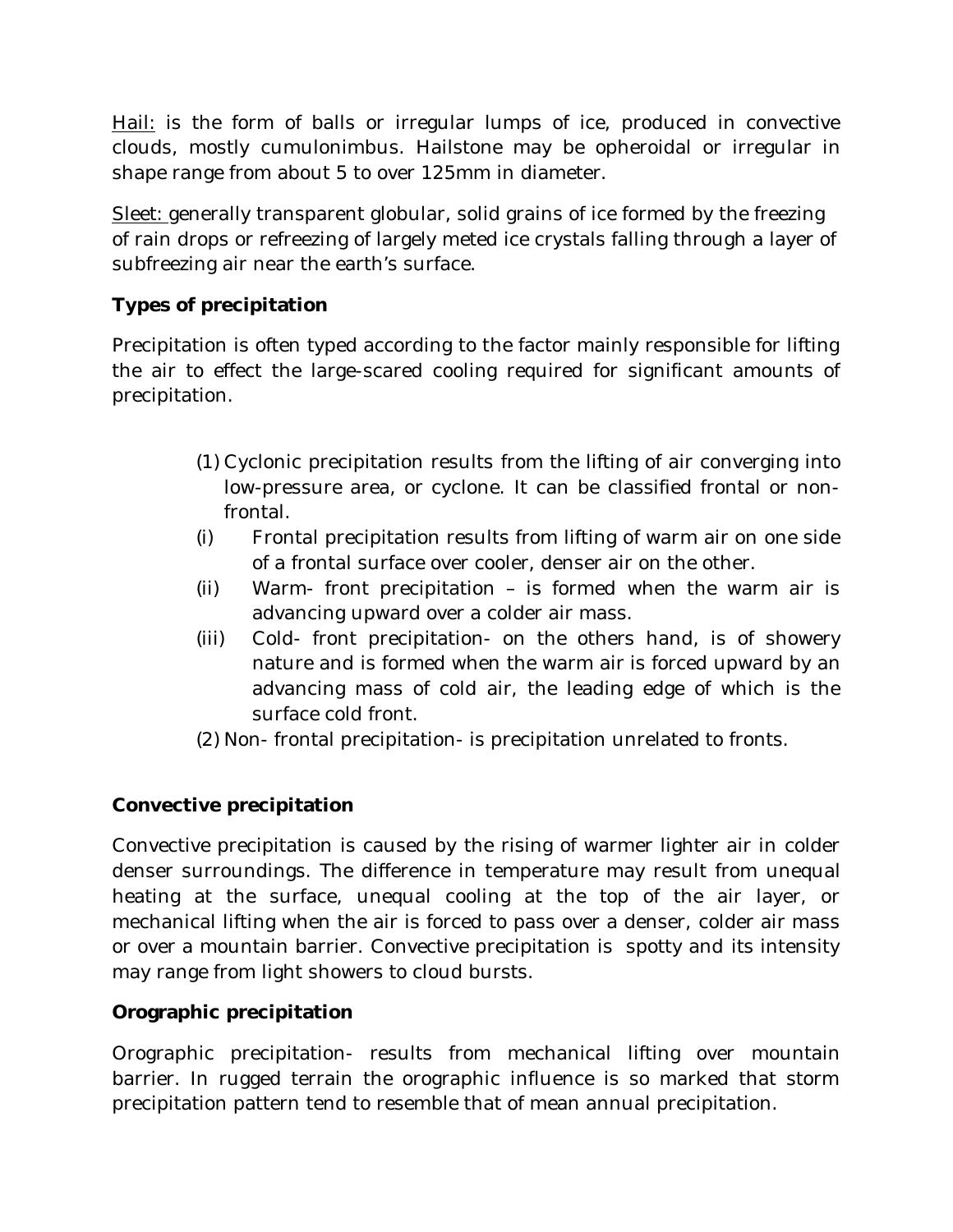Hail: is the form of balls or irregular lumps of ice, produced in convective clouds, mostly cumulonimbus. Hailstone may be opheroidal or irregular in shape range from about 5 to over 125mm in diameter.

Sleet: generally transparent globular, solid grains of ice formed by the freezing of rain drops or refreezing of largely meted ice crystals falling through a layer of subfreezing air near the earth's surface.

**Types of precipitation**

Precipitation is often typed according to the factor mainly responsible for lifting the air to effect the large-scared cooling required for significant amounts of precipitation.

(1) Cyclonic precipitation results from the lifting of air converging into low-pressure area, or cyclone. It can be classified frontal or non-frontal.

(i) Frontal precipitation results from lifting of warm air on one side of a frontal surface over cooler, denser air on the other.

(ii) Warm- front precipitation – is formed when the warm air is advancing upward over a colder air mass.

(iii) Cold- front precipitation- on the others hand, is of showery nature and is formed when the warm air is forced upward by an advancing mass of cold air, the leading edge of which is the surface cold front.

(2) Non- frontal precipitation- is precipitation unrelated to fronts.

**Convective precipitation**

Convective precipitation is caused by the rising of warmer lighter air in colder denser surroundings. The difference in temperature may result from unequal heating at the surface, unequal cooling at the top of the air layer, or mechanical lifting when the air is forced to pass over a denser, colder air mass or over a mountain barrier. Convective precipitation is spotty and its intensity may range from light showers to cloud bursts.

**Orographic precipitation**

Orographic precipitation- results from mechanical lifting over mountain barrier. In rugged terrain the orographic influence is so marked that storm precipitation pattern tend to resemble that of mean annual precipitation.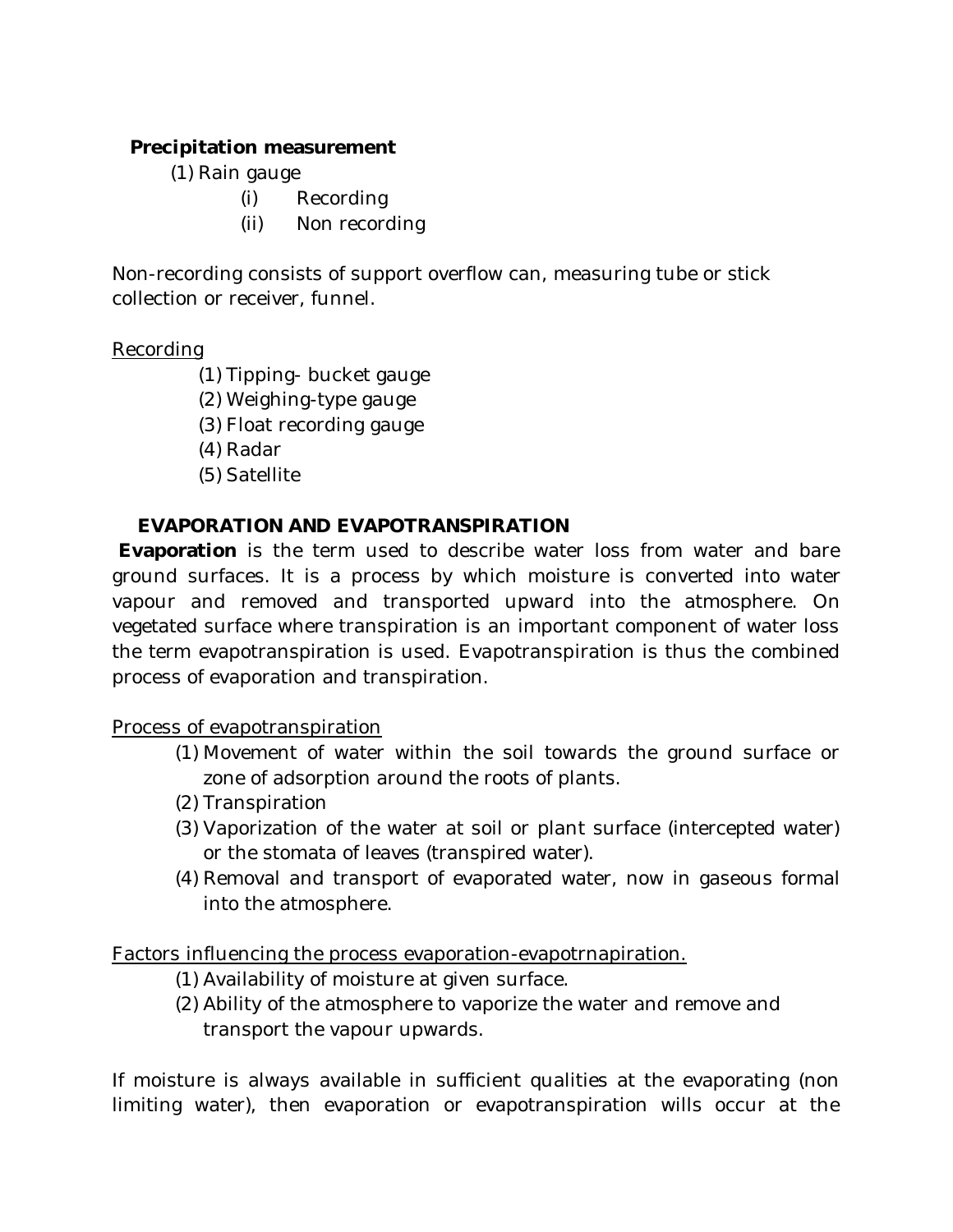**Precipitation measurement**

(1) Rain gauge
   - (i) Recording
   - (ii) Non recording

Non-recording consists of support overflow can, measuring tube or stick collection or receiver, funnel.

Recording

(1) Tipping- bucket gauge
(2) Weighing-type gauge
(3) Float recording gauge
(4) Radar
(5) Satellite

**EVAPORATION AND EVAPOTRANSPIRATION**

**Evaporation** is the term used to describe water loss from water and bare ground surfaces. It is a process by which moisture is converted into water vapour and removed and transported upward into the atmosphere. On vegetated surface where transpiration is an important component of water loss the term evapotranspiration is used. Evapotranspiration is thus the combined process of evaporation and transpiration.

Process of evapotranspiration

(1) Movement of water within the soil towards the ground surface or zone of adsorption around the roots of plants.
(2) Transpiration
(3) Vaporization of the water at soil or plant surface (intercepted water) or the stomata of leaves (transpired water).
(4) Removal and transport of evaporated water, now in gaseous formal into the atmosphere.

Factors influencing the process evaporation-evapotrnapiration.

(1) Availability of moisture at given surface.
(2) Ability of the atmosphere to vaporize the water and remove and transport the vapour upwards.

If moisture is always available in sufficient qualities at the evaporating (non limiting water), then evaporation or evapotranspiration wills occur at the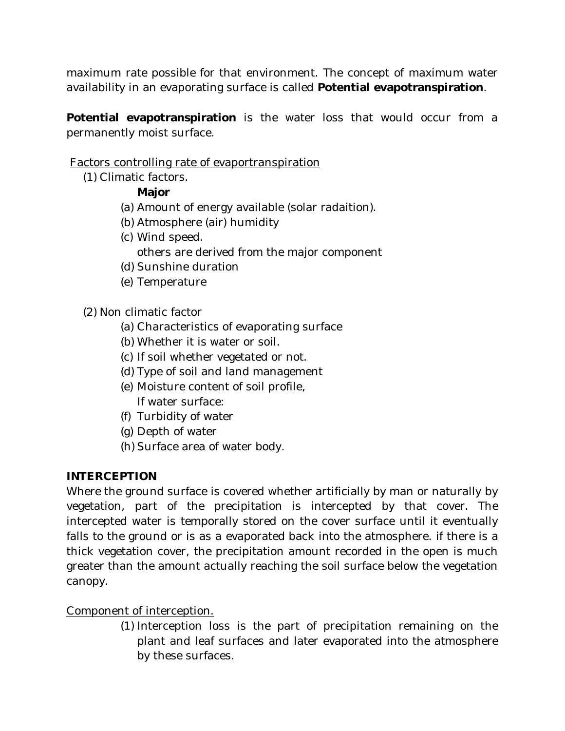maximum rate possible for that environment. The concept of maximum water availability in an evaporating surface is called **Potential evapotranspiration**.

**Potential evapotranspiration** is the water loss that would occur from a permanently moist surface.

<u>Factors controlling rate of evaportranspiration</u>

(1) Climatic factors.

**Major**

- (a) Amount of energy available (solar radaition).
- (b) Atmosphere (air) humidity
- (c) Wind speed.

  others are derived from the major component
- (d) Sunshine duration
- (e) Temperature

(2) Non climatic factor

- (a) Characteristics of evaporating surface
- (b) Whether it is water or soil.
- (c) If soil whether vegetated or not.
- (d) Type of soil and land management
- (e) Moisture content of soil profile,

  If water surface:
- (f) Turbidity of water
- (g) Depth of water
- (h) Surface area of water body.

**INTERCEPTION**

Where the ground surface is covered whether artificially by man or naturally by vegetation, part of the precipitation is intercepted by that cover. The intercepted water is temporally stored on the cover surface until it eventually falls to the ground or is as a evaporated back into the atmosphere. if there is a thick vegetation cover, the precipitation amount recorded in the open is much greater than the amount actually reaching the soil surface below the vegetation canopy.

<u>Component of interception.</u>

(1) Interception loss is the part of precipitation remaining on the plant and leaf surfaces and later evaporated into the atmosphere by these surfaces.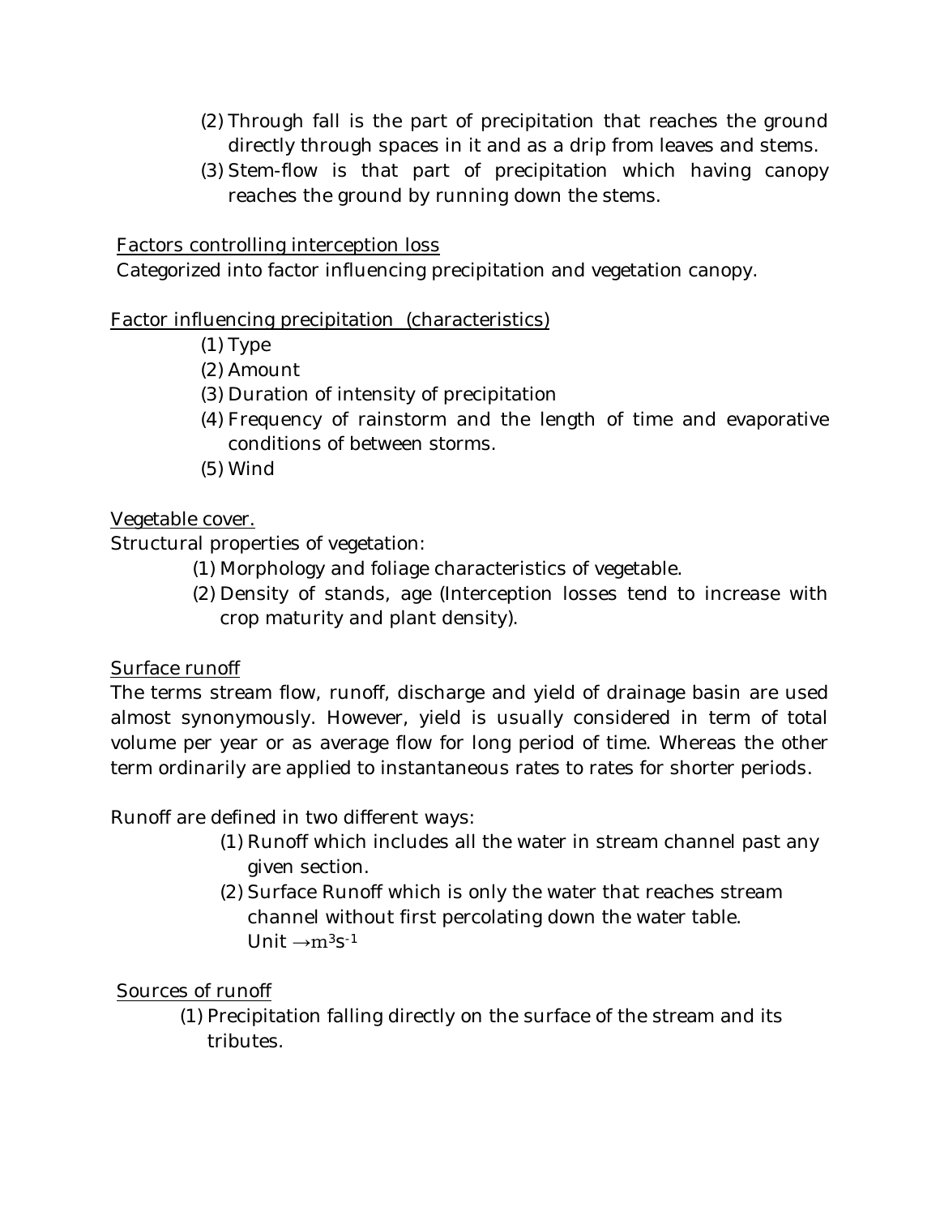(2) Through fall is the part of precipitation that reaches the ground directly through spaces in it and as a drip from leaves and stems.

(3) Stem-flow is that part of precipitation which having canopy reaches the ground by running down the stems.

<u>Factors controlling interception loss</u>

Categorized into factor influencing precipitation and vegetation canopy.

<u>Factor influencing precipitation (characteristics)</u>

(1) Type
(2) Amount
(3) Duration of intensity of precipitation
(4) Frequency of rainstorm and the length of time and evaporative conditions of between storms.
(5) Wind

<u>Vegetable cover.</u>

Structural properties of vegetation:

(1) Morphology and foliage characteristics of vegetable.
(2) Density of stands, age (Interception losses tend to increase with crop maturity and plant density).

<u>Surface runoff</u>

The terms stream flow, runoff, discharge and yield of drainage basin are used almost synonymously. However, yield is usually considered in term of total volume per year or as average flow for long period of time. Whereas the other term ordinarily are applied to instantaneous rates to rates for shorter periods.

Runoff are defined in two different ways:

(1) Runoff which includes all the water in stream channel past any given section.
(2) Surface Runoff which is only the water that reaches stream channel without first percolating down the water table.
Unit $\rightarrow m^3 s^{-1}$

<u>Sources of runoff</u>

(1) Precipitation falling directly on the surface of the stream and its tributes.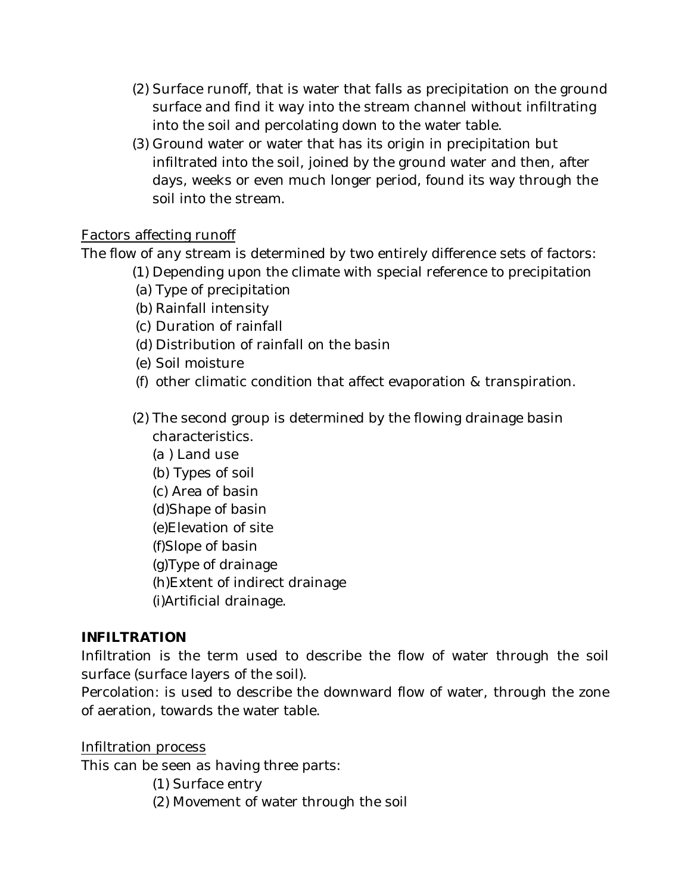(2) Surface runoff, that is water that falls as precipitation on the ground surface and find it way into the stream channel without infiltrating into the soil and percolating down to the water table.

(3) Ground water or water that has its origin in precipitation but infiltrated into the soil, joined by the ground water and then, after days, weeks or even much longer period, found its way through the soil into the stream.

<u>Factors affecting runoff</u>

The flow of any stream is determined by two entirely difference sets of factors:

(1) Depending upon the climate with special reference to precipitation

(a) Type of precipitation
(b) Rainfall intensity
(c) Duration of rainfall
(d) Distribution of rainfall on the basin
(e) Soil moisture
(f) other climatic condition that affect evaporation & transpiration.

(2) The second group is determined by the flowing drainage basin characteristics.

(a ) Land use
(b) Types of soil
(c) Area of basin
(d)Shape of basin
(e)Elevation of site
(f)Slope of basin
(g)Type of drainage
(h)Extent of indirect drainage
(i)Artificial drainage.

**INFILTRATION**

Infiltration is the term used to describe the flow of water through the soil surface (surface layers of the soil).

Percolation: is used to describe the downward flow of water, through the zone of aeration, towards the water table.

<u>Infiltration process</u>

This can be seen as having three parts:

(1) Surface entry
(2) Movement of water through the soil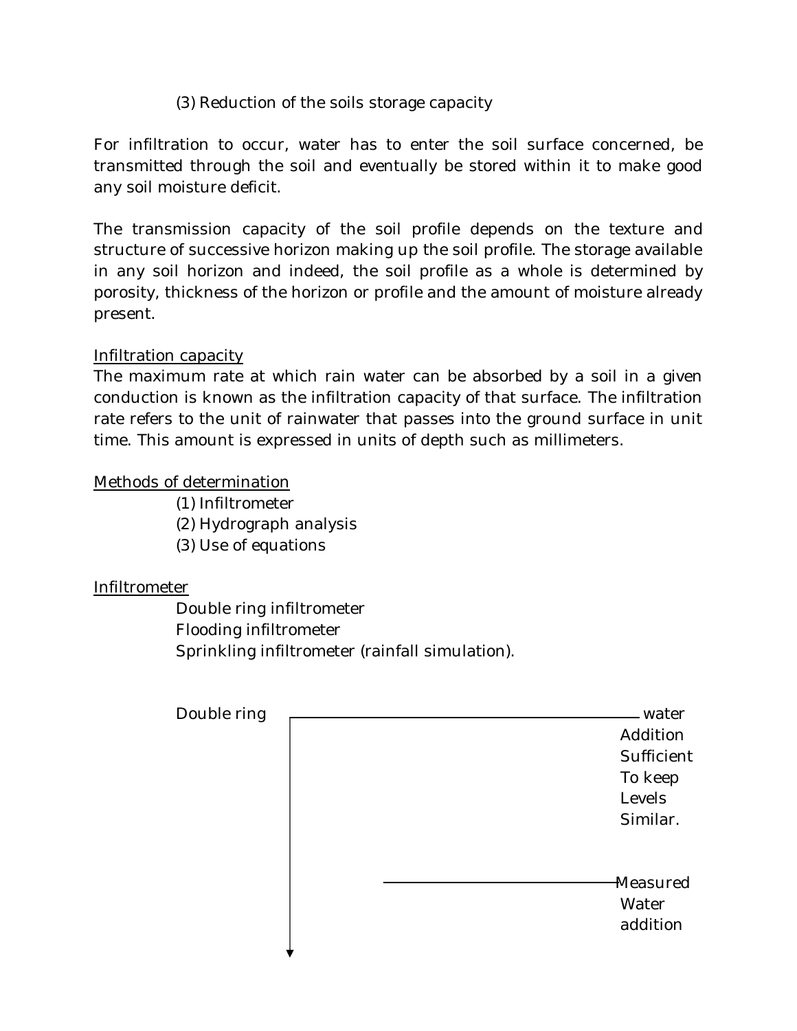(3) Reduction of the soils storage capacity

For infiltration to occur, water has to enter the soil surface concerned, be transmitted through the soil and eventually be stored within it to make good any soil moisture deficit.

The transmission capacity of the soil profile depends on the texture and structure of successive horizon making up the soil profile. The storage available in any soil horizon and indeed, the soil profile as a whole is determined by porosity, thickness of the horizon or profile and the amount of moisture already present.

<u>Infiltration capacity</u>

The maximum rate at which rain water can be absorbed by a soil in a given conduction is known as the infiltration capacity of that surface. The infiltration rate refers to the unit of rainwater that passes into the ground surface in unit time. This amount is expressed in units of depth such as millimeters.

<u>Methods of determination</u>

(1) Infiltrometer
(2) Hydrograph analysis
(3) Use of equations

<u>Infiltrometer</u>

Double ring infiltrometer
Flooding infiltrometer
Sprinkling infiltrometer (rainfall simulation).

Double ring

water Addition Sufficient To keep Levels Similar.

Measured Water addition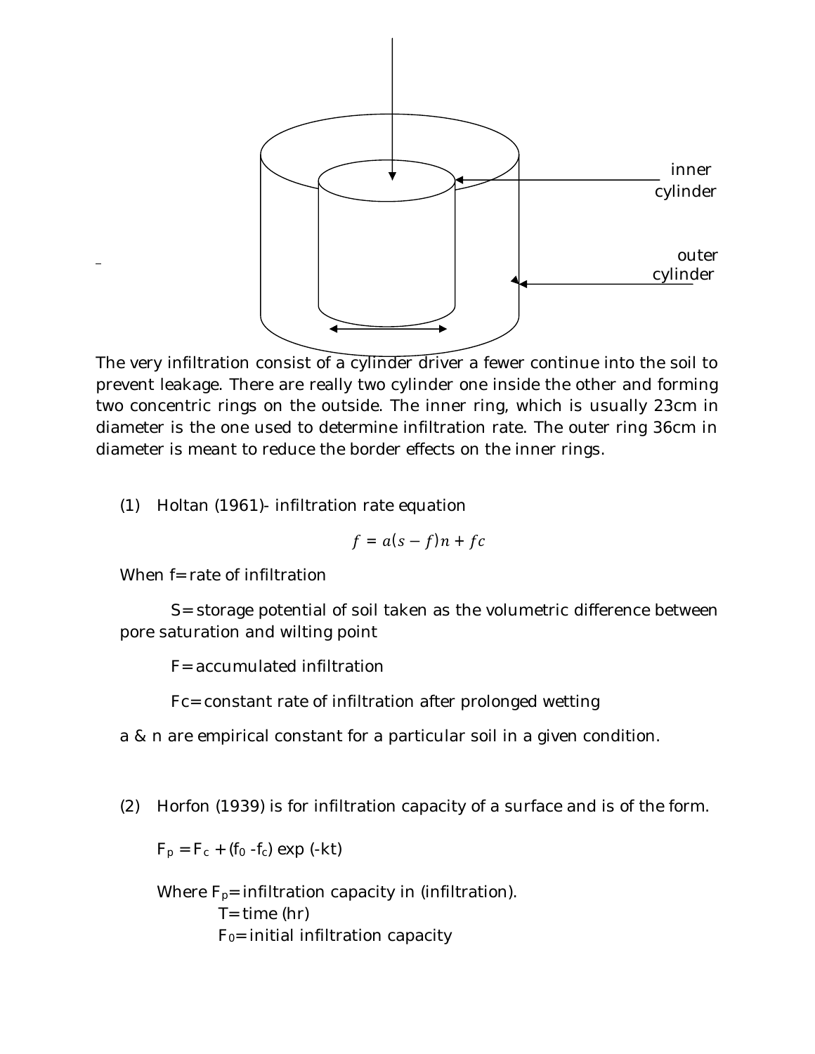The very infiltration consist of a cylinder driver a fewer continue into the soil to prevent leakage. There are really two cylinder one inside the other and forming two concentric rings on the outside. The inner ring, which is usually 23cm in diameter is the one used to determine infiltration rate. The outer ring 36cm in diameter is meant to reduce the border effects on the inner rings.

(1) Holtan (1961)- infiltration rate equation

$$f = a(s - f)n + fc$$

When f= rate of infiltration

S= storage potential of soil taken as the volumetric difference between pore saturation and wilting point

F= accumulated infiltration

Fc= constant rate of infiltration after prolonged wetting

a & n are empirical constant for a particular soil in a given condition.

(2) Horfon (1939) is for infiltration capacity of a surface and is of the form.

$F_p = F_c + (f_0 - f_c) \exp(-kt)$

Where $F_p$= infiltration capacity in (infiltration).
T= time (hr)
$F_0$= initial infiltration capacity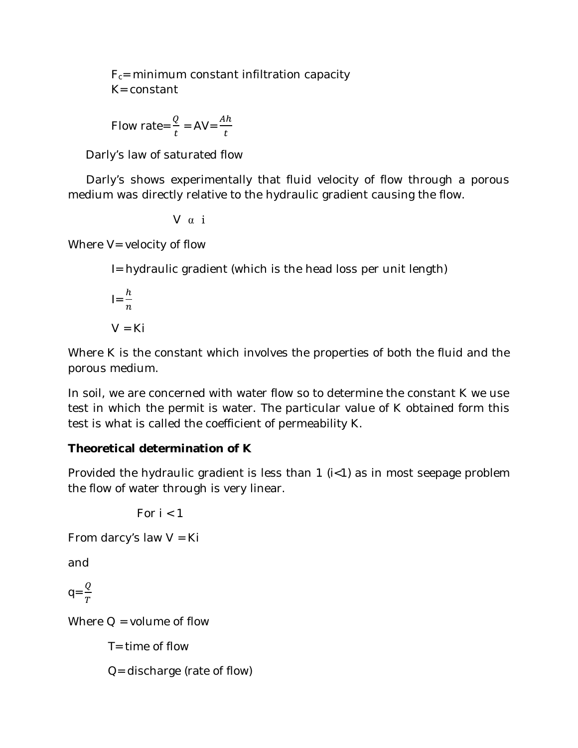$F_c$= minimum constant infiltration capacity
K= constant

Flow rate= $\frac{Q}{t}$ = AV= $\frac{Ah}{t}$

Darly's law of saturated flow

Darly's shows experimentally that fluid velocity of flow through a porous medium was directly relative to the hydraulic gradient causing the flow.

$$V \; \alpha \; i$$

Where V= velocity of flow

I= hydraulic gradient (which is the head loss per unit length)

$I = \frac{h}{n}$

$V = Ki$

Where K is the constant which involves the properties of both the fluid and the porous medium.

In soil, we are concerned with water flow so to determine the constant K we use test in which the permit is water. The particular value of K obtained form this test is what is called the coefficient of permeability K.

**Theoretical determination of K**

Provided the hydraulic gradient is less than 1 ($i<1$) as in most seepage problem the flow of water through is very linear.

For $i < 1$

From darcy's law $V = Ki$

and

$q = \frac{Q}{T}$

Where Q = volume of flow

T= time of flow

Q= discharge (rate of flow)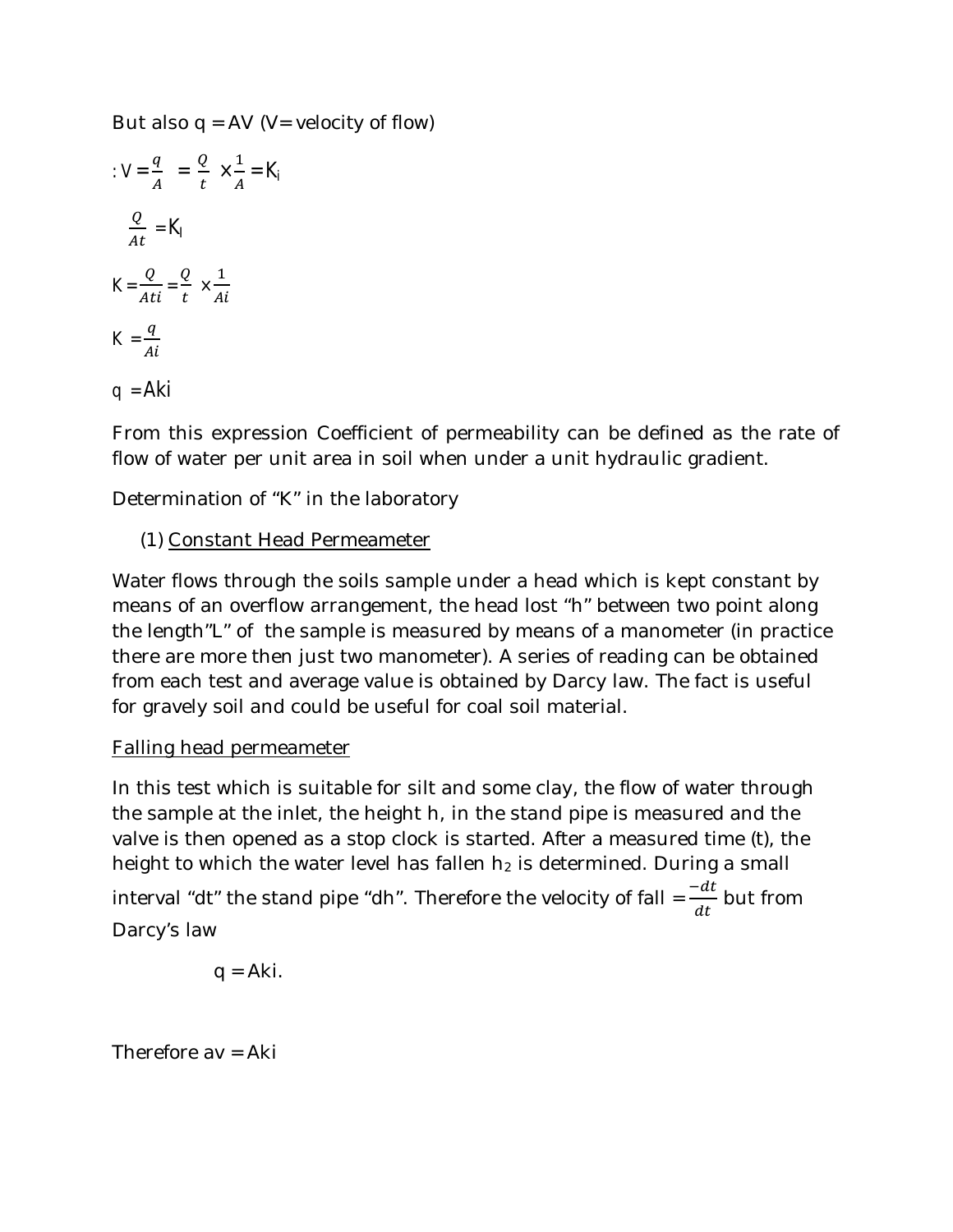But also q = AV (V= velocity of flow)

$: V = \frac{q}{A} = \frac{Q}{t} \times \frac{1}{A} = K_i$

$\frac{Q}{At} = K_I$

$K = \frac{Q}{Ati} = \frac{Q}{t} \times \frac{1}{Ai}$

$K = \frac{q}{Ai}$

$q = Aki$

From this expression Coefficient of permeability can be defined as the rate of flow of water per unit area in soil when under a unit hydraulic gradient.

Determination of "K" in the laboratory

(1) Constant Head Permeameter

Water flows through the soils sample under a head which is kept constant by means of an overflow arrangement, the head lost "h" between two point along the length"L" of the sample is measured by means of a manometer (in practice there are more then just two manometer). A series of reading can be obtained from each test and average value is obtained by Darcy law. The fact is useful for gravely soil and could be useful for coal soil material.

Falling head permeameter

In this test which is suitable for silt and some clay, the flow of water through the sample at the inlet, the height h, in the stand pipe is measured and the valve is then opened as a stop clock is started. After a measured time (t), the height to which the water level has fallen $h_2$ is determined. During a small interval "dt" the stand pipe "dh". Therefore the velocity of fall $= \frac{-dt}{dt}$ but from Darcy's law

$$q = Aki.$$

Therefore av = Aki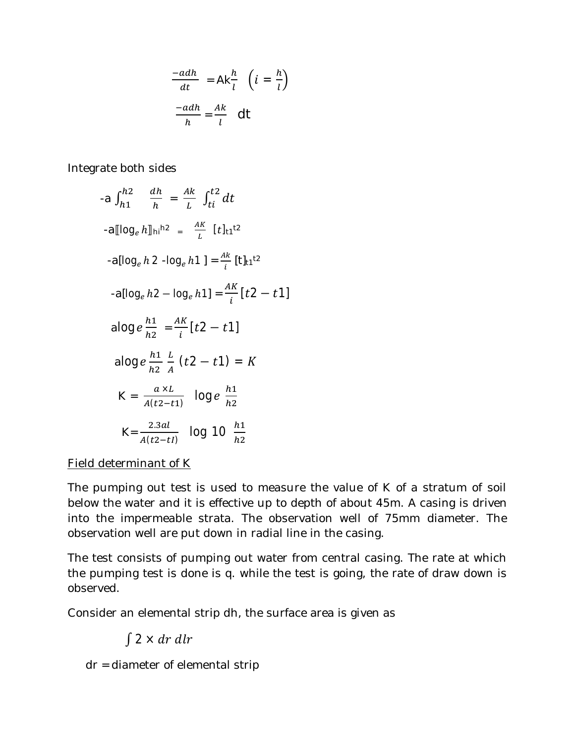$$\frac{-adh}{dt} = Ak\frac{h}{l} \quad \left(i = \frac{h}{l}\right)$$

$$\frac{-adh}{h} = \frac{Ak}{l} \quad dt$$

Integrate both sides

$$-a \int_{h1}^{h2} \frac{dh}{h} = \frac{Ak}{L} \int_{ti}^{t2} dt$$

$$-a[\![\log_e h]\!]_{hi}^{h2} = \frac{AK}{L} \, [t]_{t1}^{t2}$$

$$-a[\log_e h2 - \log_e h1] = \frac{Ak}{i} [t]_{t1}^{t2}$$

$$-a[\log_e h2 - \log_e h1] = \frac{AK}{i}[t2 - t1]$$

$$a\log e \frac{h1}{h2} = \frac{AK}{i}[t2 - t1]$$

$$a\log e \frac{h1}{h2} \frac{L}{A} (t2 - t1) = K$$

$$K = \frac{a \times L}{A(t2 - t1)} \quad \log e \frac{h1}{h2}$$

$$K = \frac{2.3al}{A(t2 - tI)} \quad \log 10 \frac{h1}{h2}$$

<u>Field determinant of K</u>

The pumping out test is used to measure the value of K of a stratum of soil below the water and it is effective up to depth of about 45m. A casing is driven into the impermeable strata. The observation well of 75mm diameter. The observation well are put down in radial line in the casing.

The test consists of pumping out water from central casing. The rate at which the pumping test is done is q. while the test is going, the rate of draw down is observed.

Consider an elemental strip dh, the surface area is given as

$$\int 2 \times dr \, dlr$$

dr = diameter of elemental strip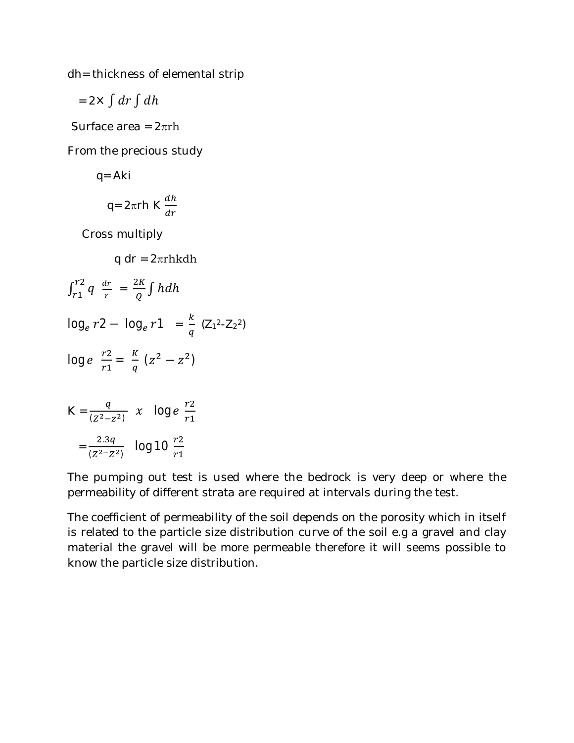dh= thickness of elemental strip

$$=2\times \int dr \int dh$$

Surface area = $2\pi rh$

From the precious study

q= Aki

$$q = 2\pi rh\ K \frac{dh}{dr}$$

Cross multiply

$$q\ dr = 2\pi rhkdh$$

$$\int_{r1}^{r2} q\ \frac{dr}{r} = \frac{2K}{Q} \int hdh$$

$$\log_e r2 - \log_e r1 = \frac{k}{q}\ (Z_1^2 - Z_2^2)$$

$$\log e\ \frac{r2}{r1} = \frac{K}{q}\ (z^2 - z^2)$$

$$K = \frac{q}{(Z^2 - z^2)}\ x\ \ \log e\ \frac{r2}{r1}$$

$$= \frac{2.3q}{(Z^2 - Z^2)}\ \log 10\ \frac{r2}{r1}$$

The pumping out test is used where the bedrock is very deep or where the permeability of different strata are required at intervals during the test.

The coefficient of permeability of the soil depends on the porosity which in itself is related to the particle size distribution curve of the soil e.g a gravel and clay material the gravel will be more permeable therefore it will seems possible to know the particle size distribution.